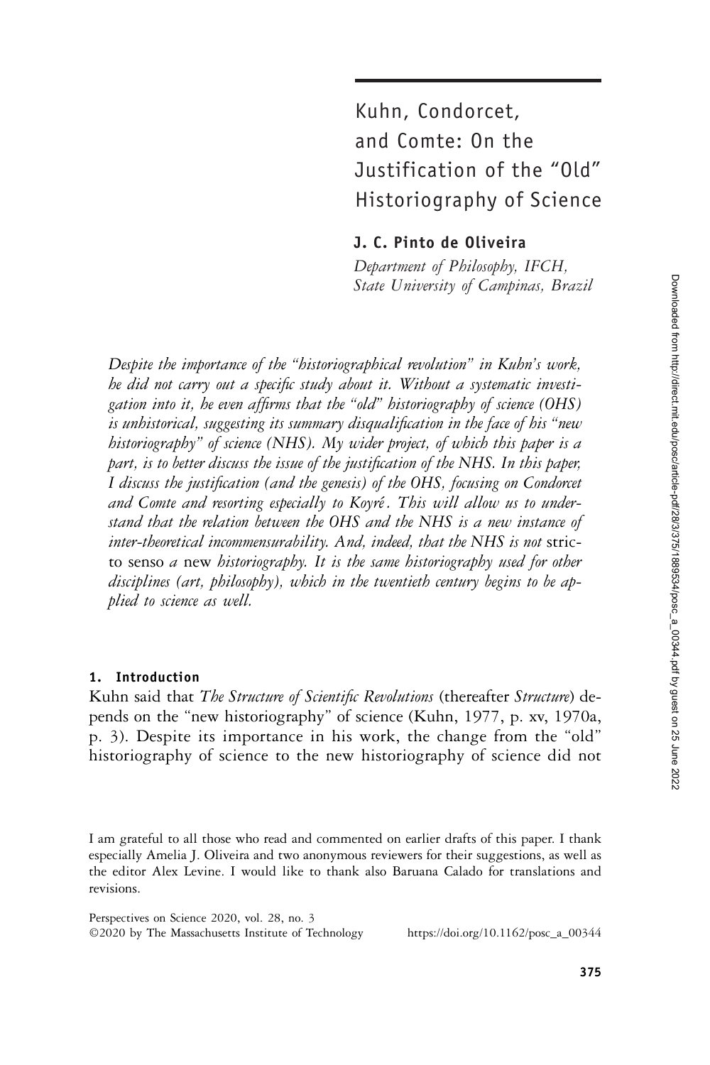# Kuhn, Condorcet, and Comte: On the Justification of the "Old" Historiography of Science

**J. C. Pinto de Oliveira**

*Department of Philosophy, IFCH, State University of Campinas, Brazil*

*Despite the importance of the "historiographical revolution" in Kuhn's work, he did not carry out a specific study about it. Without a systematic investigation into it, he even affirms that the "old" historiography of science (OHS) is unhistorical, suggesting its summary disqualification in the face of his "new historiography" of science (NHS). My wider project, of which this paper is a part, is to better discuss the issue of the justification of the NHS. In this paper, I discuss the justification (and the genesis) of the OHS, focusing on Condorcet and Comte and resorting especially to Koyré. This will allow us to understand that the relation between the OHS and the NHS is a new instance of inter-theoretical incommensurability. And, indeed, that the NHS is not* stricto senso *a* new *historiography. It is the same historiography used for other disciplines (art, philosophy), which in the twentieth century begins to be applied to science as well.*

## 1. Introduction

Kuhn said that *The Structure of Scientific Revolutions* (thereafter *Structure*) depends on the "new historiography" of science (Kuhn, 1977, p. xv, 1970a, p. 3). Despite its importance in his work, the change from the "old" historiography of science to the new historiography of science did not

I am grateful to all those who read and commented on earlier drafts of this paper. I thank especially Amelia J. Oliveira and two anonymous reviewers for their suggestions, as well as the editor Alex Levine. I would like to thank also Baruana Calado for translations and revisions.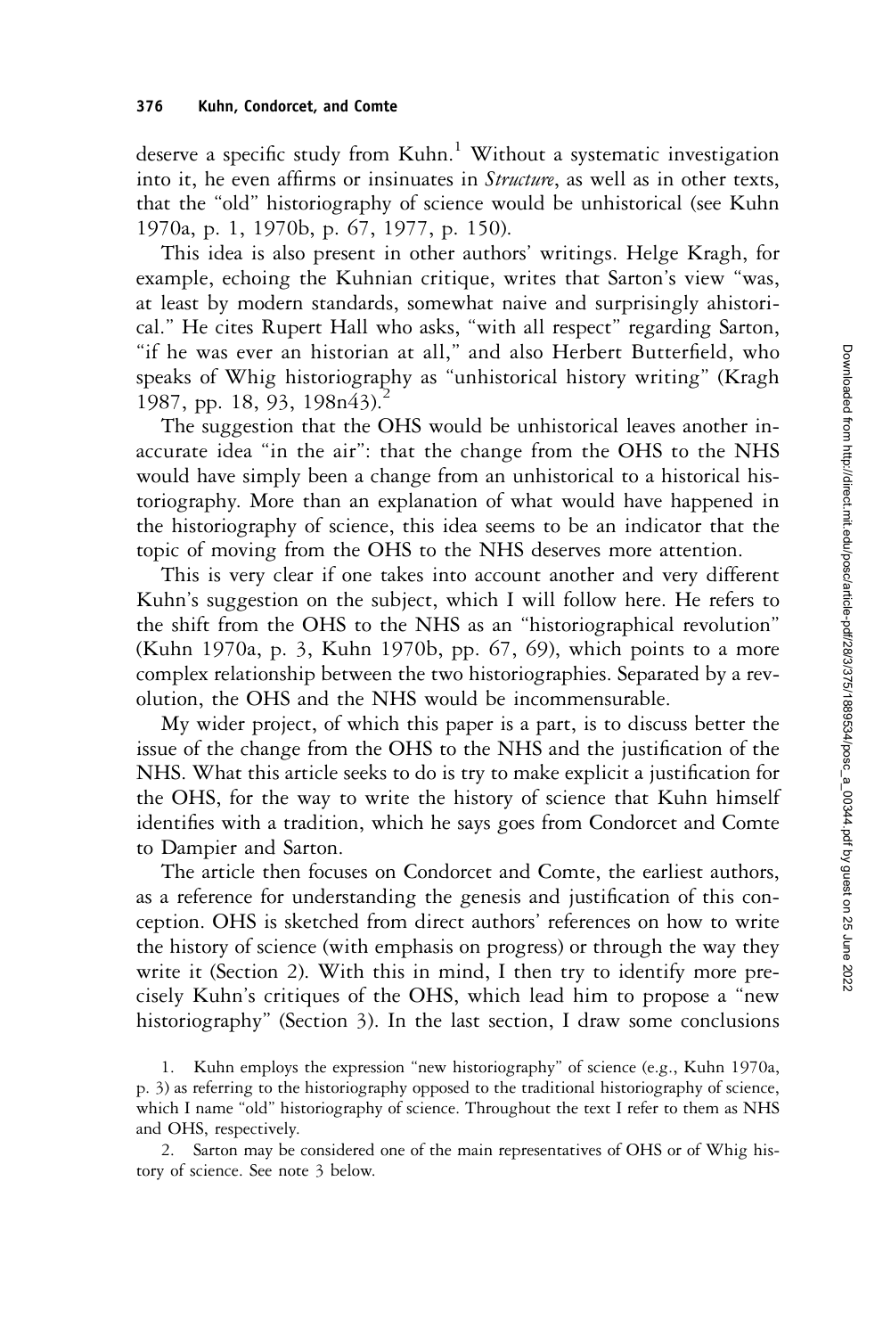deserve a specific study from Kuhn.[1] Without a systematic investigation into it, he even affirms or insinuates in *Structure*, as well as in other texts, that the "old" historiography of science would be unhistorical (see Kuhn 1970a, p. 1, 1970b, p. 67, 1977, p. 150).

This idea is also present in other authors' writings. Helge Kragh, for example, echoing the Kuhnian critique, writes that Sarton's view "was, at least by modern standards, somewhat naive and surprisingly ahistorical." He cites Rupert Hall who asks, "with all respect" regarding Sarton, "if he was ever an historian at all," and also Herbert Butterfield, who speaks of Whig historiography as "unhistorical history writing" (Kragh 1987, pp. 18, 93, 198n43).[2]

The suggestion that the OHS would be unhistorical leaves another inaccurate idea "in the air": that the change from the OHS to the NHS would have simply been a change from an unhistorical to a historical historiography. More than an explanation of what would have happened in the historiography of science, this idea seems to be an indicator that the topic of moving from the OHS to the NHS deserves more attention.

This is very clear if one takes into account another and very different Kuhn's suggestion on the subject, which I will follow here. He refers to the shift from the OHS to the NHS as an "historiographical revolution" (Kuhn 1970a, p. 3, Kuhn 1970b, pp. 67, 69), which points to a more complex relationship between the two historiographies. Separated by a revolution, the OHS and the NHS would be incommensurable.

My wider project, of which this paper is a part, is to discuss better the issue of the change from the OHS to the NHS and the justification of the NHS. What this article seeks to do is try to make explicit a justification for the OHS, for the way to write the history of science that Kuhn himself identifies with a tradition, which he says goes from Condorcet and Comte to Dampier and Sarton.

The article then focuses on Condorcet and Comte, the earliest authors, as a reference for understanding the genesis and justification of this conception. OHS is sketched from direct authors' references on how to write the history of science (with emphasis on progress) or through the way they write it (Section 2). With this in mind, I then try to identify more precisely Kuhn's critiques of the OHS, which lead him to propose a "new historiography" (Section 3). In the last section, I draw some conclusions

1. Kuhn employs the expression "new historiography" of science (e.g., Kuhn 1970a, p. 3) as referring to the historiography opposed to the traditional historiography of science, which I name "old" historiography of science. Throughout the text I refer to them as NHS and OHS, respectively.

2. Sarton may be considered one of the main representatives of OHS or of Whig history of science. See note 3 below.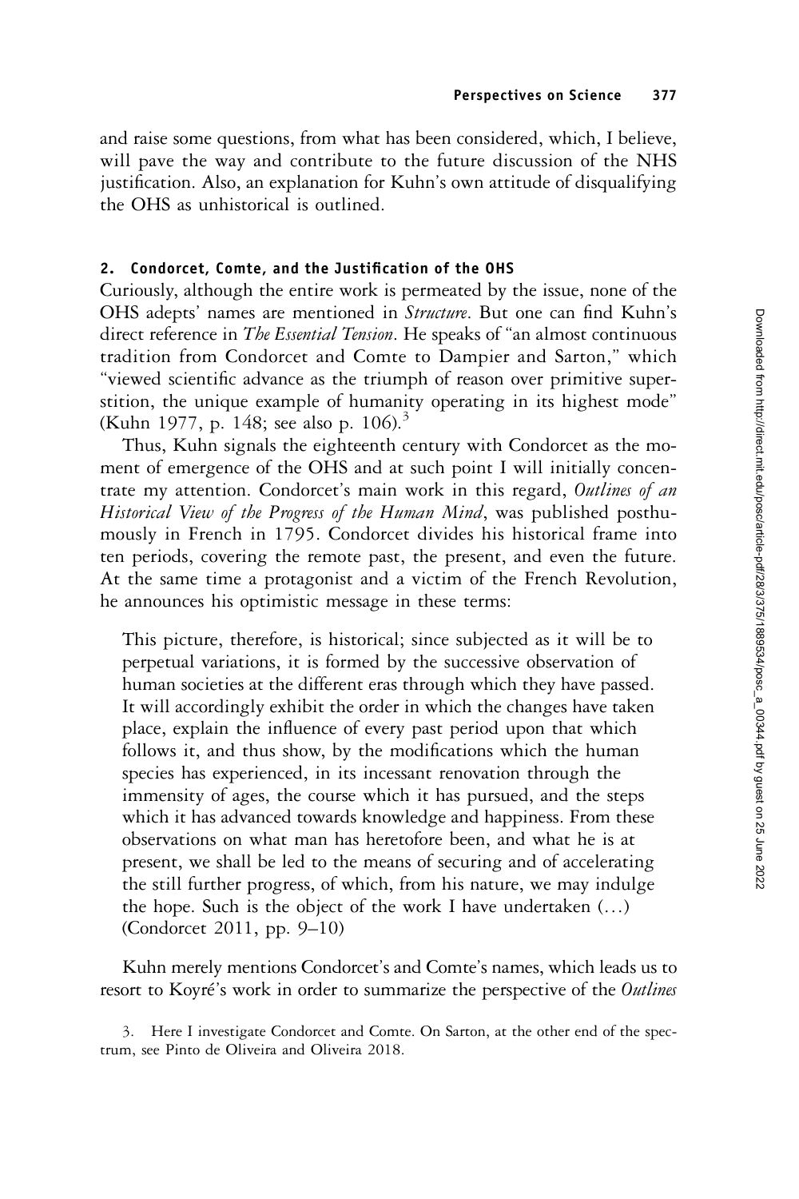and raise some questions, from what has been considered, which, I believe, will pave the way and contribute to the future discussion of the NHS justification. Also, an explanation for Kuhn's own attitude of disqualifying the OHS as unhistorical is outlined.

## 2. Condorcet, Comte, and the Justification of the OHS

Curiously, although the entire work is permeated by the issue, none of the OHS adepts' names are mentioned in *Structure*. But one can find Kuhn's direct reference in *The Essential Tension*. He speaks of "an almost continuous tradition from Condorcet and Comte to Dampier and Sarton," which "viewed scientific advance as the triumph of reason over primitive superstition, the unique example of humanity operating in its highest mode" (Kuhn 1977, p. 148; see also p. 106).[3]

Thus, Kuhn signals the eighteenth century with Condorcet as the moment of emergence of the OHS and at such point I will initially concentrate my attention. Condorcet's main work in this regard, *Outlines of an Historical View of the Progress of the Human Mind*, was published posthumously in French in 1795. Condorcet divides his historical frame into ten periods, covering the remote past, the present, and even the future. At the same time a protagonist and a victim of the French Revolution, he announces his optimistic message in these terms:

> This picture, therefore, is historical; since subjected as it will be to perpetual variations, it is formed by the successive observation of human societies at the different eras through which they have passed. It will accordingly exhibit the order in which the changes have taken place, explain the influence of every past period upon that which follows it, and thus show, by the modifications which the human species has experienced, in its incessant renovation through the immensity of ages, the course which it has pursued, and the steps which it has advanced towards knowledge and happiness. From these observations on what man has heretofore been, and what he is at present, we shall be led to the means of securing and of accelerating the still further progress, of which, from his nature, we may indulge the hope. Such is the object of the work I have undertaken (…) (Condorcet 2011, pp. 9–10)

Kuhn merely mentions Condorcet's and Comte's names, which leads us to resort to Koyré's work in order to summarize the perspective of the *Outlines*

3. Here I investigate Condorcet and Comte. On Sarton, at the other end of the spectrum, see Pinto de Oliveira and Oliveira 2018.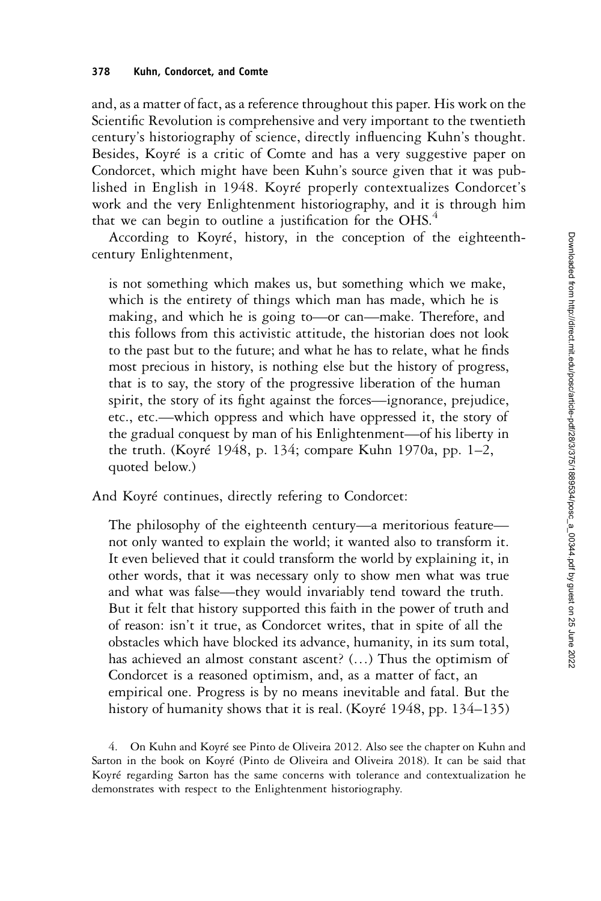and, as a matter of fact, as a reference throughout this paper. His work on the Scientific Revolution is comprehensive and very important to the twentieth century's historiography of science, directly influencing Kuhn's thought. Besides, Koyré is a critic of Comte and has a very suggestive paper on Condorcet, which might have been Kuhn's source given that it was published in English in 1948. Koyré properly contextualizes Condorcet's work and the very Enlightenment historiography, and it is through him that we can begin to outline a justification for the OHS.[4]

According to Koyré, history, in the conception of the eighteenth-century Enlightenment,

> is not something which makes us, but something which we make, which is the entirety of things which man has made, which he is making, and which he is going to—or can—make. Therefore, and this follows from this activistic attitude, the historian does not look to the past but to the future; and what he has to relate, what he finds most precious in history, is nothing else but the history of progress, that is to say, the story of the progressive liberation of the human spirit, the story of its fight against the forces—ignorance, prejudice, etc., etc.—which oppress and which have oppressed it, the story of the gradual conquest by man of his Enlightenment—of his liberty in the truth. (Koyré 1948, p. 134; compare Kuhn 1970a, pp. 1–2, quoted below.)

And Koyré continues, directly refering to Condorcet:

> The philosophy of the eighteenth century—a meritorious feature—not only wanted to explain the world; it wanted also to transform it. It even believed that it could transform the world by explaining it, in other words, that it was necessary only to show men what was true and what was false—they would invariably tend toward the truth. But it felt that history supported this faith in the power of truth and of reason: isn't it true, as Condorcet writes, that in spite of all the obstacles which have blocked its advance, humanity, in its sum total, has achieved an almost constant ascent? (…) Thus the optimism of Condorcet is a reasoned optimism, and, as a matter of fact, an empirical one. Progress is by no means inevitable and fatal. But the history of humanity shows that it is real. (Koyré 1948, pp. 134–135)

4. On Kuhn and Koyré see Pinto de Oliveira 2012. Also see the chapter on Kuhn and Sarton in the book on Koyré (Pinto de Oliveira and Oliveira 2018). It can be said that Koyré regarding Sarton has the same concerns with tolerance and contextualization he demonstrates with respect to the Enlightenment historiography.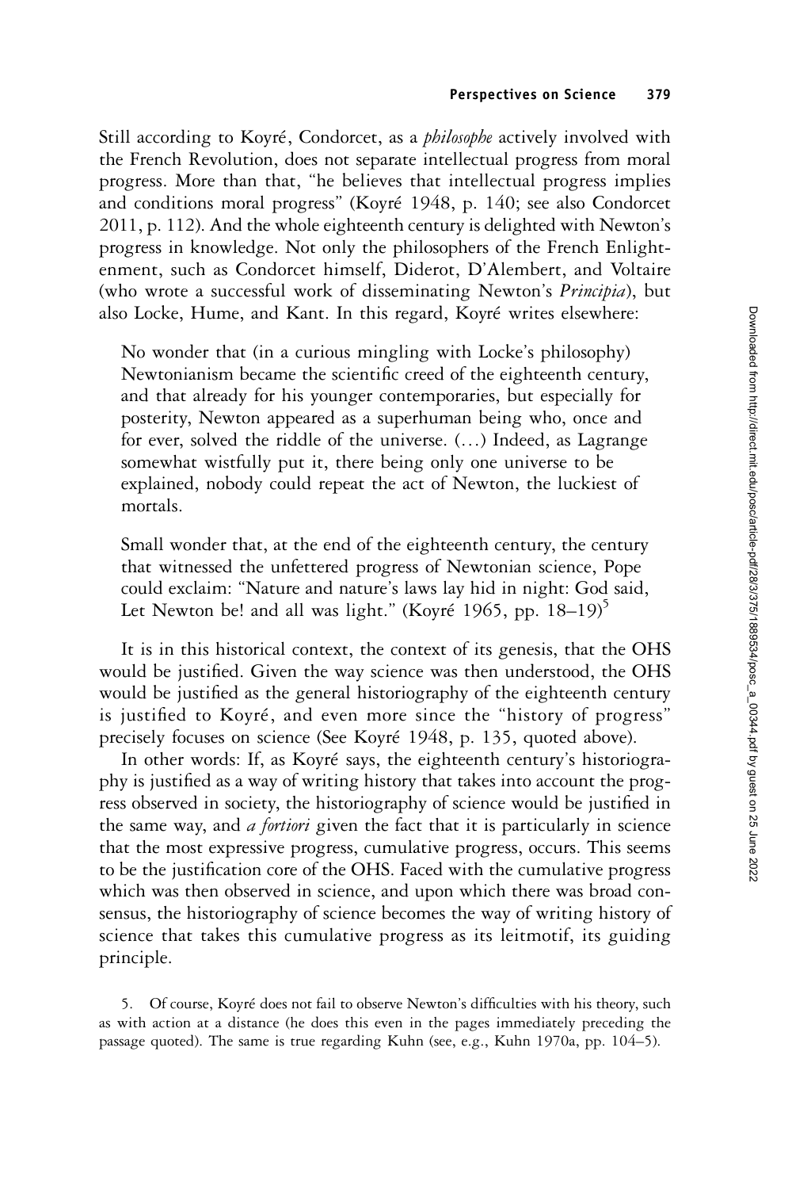Still according to Koyré, Condorcet, as a *philosophe* actively involved with the French Revolution, does not separate intellectual progress from moral progress. More than that, "he believes that intellectual progress implies and conditions moral progress" (Koyré 1948, p. 140; see also Condorcet 2011, p. 112). And the whole eighteenth century is delighted with Newton's progress in knowledge. Not only the philosophers of the French Enlightenment, such as Condorcet himself, Diderot, D'Alembert, and Voltaire (who wrote a successful work of disseminating Newton's *Principia*), but also Locke, Hume, and Kant. In this regard, Koyré writes elsewhere:

> No wonder that (in a curious mingling with Locke's philosophy) Newtonianism became the scientific creed of the eighteenth century, and that already for his younger contemporaries, but especially for posterity, Newton appeared as a superhuman being who, once and for ever, solved the riddle of the universe. (…) Indeed, as Lagrange somewhat wistfully put it, there being only one universe to be explained, nobody could repeat the act of Newton, the luckiest of mortals.
>
> Small wonder that, at the end of the eighteenth century, the century that witnessed the unfettered progress of Newtonian science, Pope could exclaim: "Nature and nature's laws lay hid in night: God said, Let Newton be! and all was light." (Koyré 1965, pp. 18–19)[5]

It is in this historical context, the context of its genesis, that the OHS would be justified. Given the way science was then understood, the OHS would be justified as the general historiography of the eighteenth century is justified to Koyré, and even more since the "history of progress" precisely focuses on science (See Koyré 1948, p. 135, quoted above).

In other words: If, as Koyré says, the eighteenth century's historiography is justified as a way of writing history that takes into account the progress observed in society, the historiography of science would be justified in the same way, and *a fortiori* given the fact that it is particularly in science that the most expressive progress, cumulative progress, occurs. This seems to be the justification core of the OHS. Faced with the cumulative progress which was then observed in science, and upon which there was broad consensus, the historiography of science becomes the way of writing history of science that takes this cumulative progress as its leitmotif, its guiding principle.

5. Of course, Koyré does not fail to observe Newton's difficulties with his theory, such as with action at a distance (he does this even in the pages immediately preceding the passage quoted). The same is true regarding Kuhn (see, e.g., Kuhn 1970a, pp. 104–5).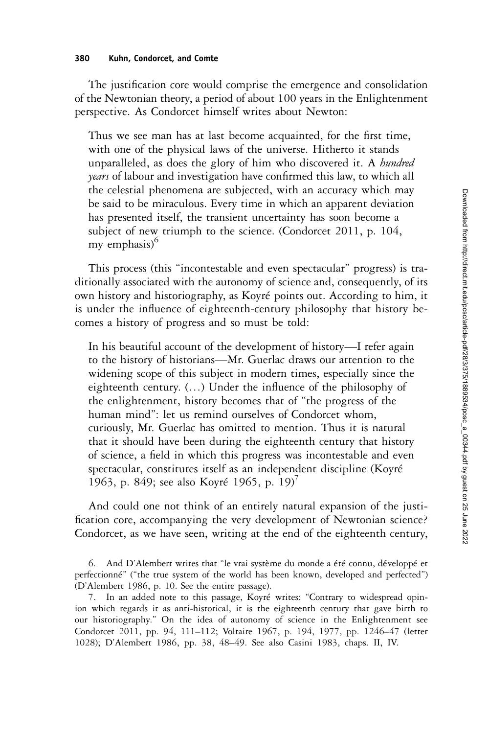The justification core would comprise the emergence and consolidation of the Newtonian theory, a period of about 100 years in the Enlightenment perspective. As Condorcet himself writes about Newton:

> Thus we see man has at last become acquainted, for the first time, with one of the physical laws of the universe. Hitherto it stands unparalleled, as does the glory of him who discovered it. A *hundred years* of labour and investigation have confirmed this law, to which all the celestial phenomena are subjected, with an accuracy which may be said to be miraculous. Every time in which an apparent deviation has presented itself, the transient uncertainty has soon become a subject of new triumph to the science. (Condorcet 2011, p. 104, my emphasis)[6]

This process (this "incontestable and even spectacular" progress) is traditionally associated with the autonomy of science and, consequently, of its own history and historiography, as Koyré points out. According to him, it is under the influence of eighteenth-century philosophy that history becomes a history of progress and so must be told:

> In his beautiful account of the development of history—I refer again to the history of historians—Mr. Guerlac draws our attention to the widening scope of this subject in modern times, especially since the eighteenth century. (…) Under the influence of the philosophy of the enlightenment, history becomes that of "the progress of the human mind": let us remind ourselves of Condorcet whom, curiously, Mr. Guerlac has omitted to mention. Thus it is natural that it should have been during the eighteenth century that history of science, a field in which this progress was incontestable and even spectacular, constitutes itself as an independent discipline (Koyré 1963, p. 849; see also Koyré 1965, p. 19)[7]

And could one not think of an entirely natural expansion of the justification core, accompanying the very development of Newtonian science? Condorcet, as we have seen, writing at the end of the eighteenth century,

6. And D'Alembert writes that "le vrai système du monde a été connu, développé et perfectionné" ("the true system of the world has been known, developed and perfected") (D'Alembert 1986, p. 10. See the entire passage).

7. In an added note to this passage, Koyré writes: "Contrary to widespread opinion which regards it as anti-historical, it is the eighteenth century that gave birth to our historiography." On the idea of autonomy of science in the Enlightenment see Condorcet 2011, pp. 94, 111–112; Voltaire 1967, p. 194, 1977, pp. 1246–47 (letter 1028); D'Alembert 1986, pp. 38, 48–49. See also Casini 1983, chaps. II, IV.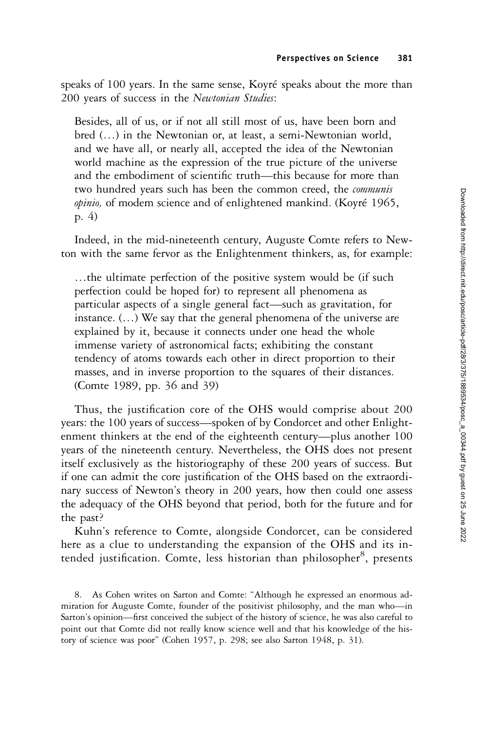speaks of 100 years. In the same sense, Koyré speaks about the more than 200 years of success in the *Newtonian Studies*:

> Besides, all of us, or if not all still most of us, have been born and bred (…) in the Newtonian or, at least, a semi-Newtonian world, and we have all, or nearly all, accepted the idea of the Newtonian world machine as the expression of the true picture of the universe and the embodiment of scientific truth—this because for more than two hundred years such has been the common creed, the *communis opinio,* of modem science and of enlightened mankind. (Koyré 1965, p. 4)

Indeed, in the mid-nineteenth century, Auguste Comte refers to Newton with the same fervor as the Enlightenment thinkers, as, for example:

> …the ultimate perfection of the positive system would be (if such perfection could be hoped for) to represent all phenomena as particular aspects of a single general fact—such as gravitation, for instance. (…) We say that the general phenomena of the universe are explained by it, because it connects under one head the whole immense variety of astronomical facts; exhibiting the constant tendency of atoms towards each other in direct proportion to their masses, and in inverse proportion to the squares of their distances. (Comte 1989, pp. 36 and 39)

Thus, the justification core of the OHS would comprise about 200 years: the 100 years of success—spoken of by Condorcet and other Enlightenment thinkers at the end of the eighteenth century—plus another 100 years of the nineteenth century. Nevertheless, the OHS does not present itself exclusively as the historiography of these 200 years of success. But if one can admit the core justification of the OHS based on the extraordinary success of Newton's theory in 200 years, how then could one assess the adequacy of the OHS beyond that period, both for the future and for the past?

Kuhn's reference to Comte, alongside Condorcet, can be considered here as a clue to understanding the expansion of the OHS and its intended justification. Comte, less historian than philosopher[8], presents

8. As Cohen writes on Sarton and Comte: "Although he expressed an enormous admiration for Auguste Comte, founder of the positivist philosophy, and the man who—in Sarton's opinion—first conceived the subject of the history of science, he was also careful to point out that Comte did not really know science well and that his knowledge of the history of science was poor" (Cohen 1957, p. 298; see also Sarton 1948, p. 31).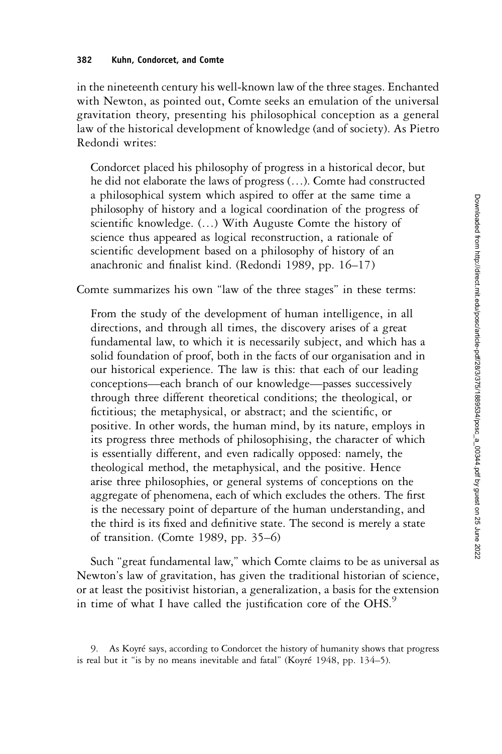in the nineteenth century his well-known law of the three stages. Enchanted with Newton, as pointed out, Comte seeks an emulation of the universal gravitation theory, presenting his philosophical conception as a general law of the historical development of knowledge (and of society). As Pietro Redondi writes:

> Condorcet placed his philosophy of progress in a historical decor, but he did not elaborate the laws of progress (…). Comte had constructed a philosophical system which aspired to offer at the same time a philosophy of history and a logical coordination of the progress of scientific knowledge. (…) With Auguste Comte the history of science thus appeared as logical reconstruction, a rationale of scientific development based on a philosophy of history of an anachronic and finalist kind. (Redondi 1989, pp. 16–17)

Comte summarizes his own "law of the three stages" in these terms:

> From the study of the development of human intelligence, in all directions, and through all times, the discovery arises of a great fundamental law, to which it is necessarily subject, and which has a solid foundation of proof, both in the facts of our organisation and in our historical experience. The law is this: that each of our leading conceptions—each branch of our knowledge—passes successively through three different theoretical conditions; the theological, or fictitious; the metaphysical, or abstract; and the scientific, or positive. In other words, the human mind, by its nature, employs in its progress three methods of philosophising, the character of which is essentially different, and even radically opposed: namely, the theological method, the metaphysical, and the positive. Hence arise three philosophies, or general systems of conceptions on the aggregate of phenomena, each of which excludes the others. The first is the necessary point of departure of the human understanding, and the third is its fixed and definitive state. The second is merely a state of transition. (Comte 1989, pp. 35–6)

Such "great fundamental law," which Comte claims to be as universal as Newton's law of gravitation, has given the traditional historian of science, or at least the positivist historian, a generalization, a basis for the extension in time of what I have called the justification core of the OHS.[9]

9. As Koyré says, according to Condorcet the history of humanity shows that progress is real but it "is by no means inevitable and fatal" (Koyré 1948, pp. 134–5).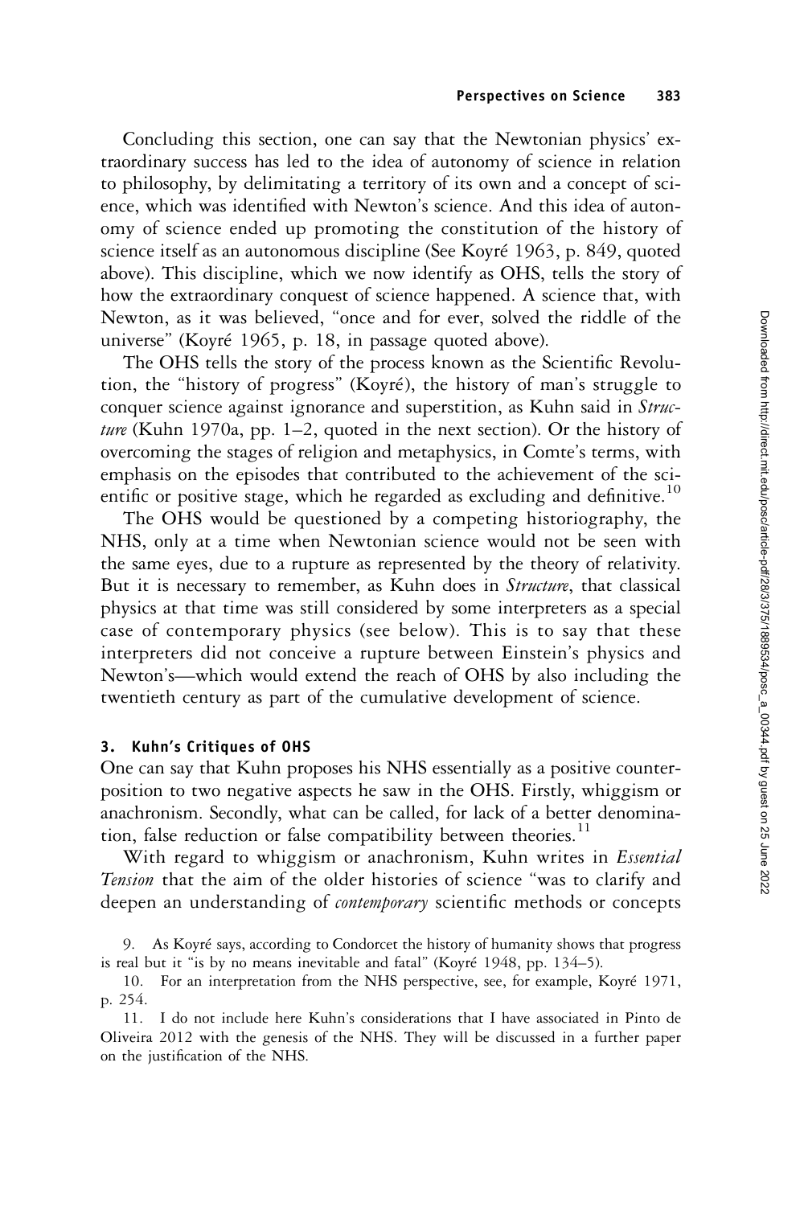Concluding this section, one can say that the Newtonian physics' extraordinary success has led to the idea of autonomy of science in relation to philosophy, by delimitating a territory of its own and a concept of science, which was identified with Newton's science. And this idea of autonomy of science ended up promoting the constitution of the history of science itself as an autonomous discipline (See Koyré 1963, p. 849, quoted above). This discipline, which we now identify as OHS, tells the story of how the extraordinary conquest of science happened. A science that, with Newton, as it was believed, "once and for ever, solved the riddle of the universe" (Koyré 1965, p. 18, in passage quoted above).

The OHS tells the story of the process known as the Scientific Revolution, the "history of progress" (Koyré), the history of man's struggle to conquer science against ignorance and superstition, as Kuhn said in *Structure* (Kuhn 1970a, pp. 1–2, quoted in the next section). Or the history of overcoming the stages of religion and metaphysics, in Comte's terms, with emphasis on the episodes that contributed to the achievement of the scientific or positive stage, which he regarded as excluding and definitive.[10]

The OHS would be questioned by a competing historiography, the NHS, only at a time when Newtonian science would not be seen with the same eyes, due to a rupture as represented by the theory of relativity. But it is necessary to remember, as Kuhn does in *Structure*, that classical physics at that time was still considered by some interpreters as a special case of contemporary physics (see below). This is to say that these interpreters did not conceive a rupture between Einstein's physics and Newton's—which would extend the reach of OHS by also including the twentieth century as part of the cumulative development of science.

### 3. Kuhn's Critiques of OHS

One can say that Kuhn proposes his NHS essentially as a positive counterposition to two negative aspects he saw in the OHS. Firstly, whiggism or anachronism. Secondly, what can be called, for lack of a better denomination, false reduction or false compatibility between theories.[11]

With regard to whiggism or anachronism, Kuhn writes in *Essential Tension* that the aim of the older histories of science "was to clarify and deepen an understanding of *contemporary* scientific methods or concepts

9. As Koyré says, according to Condorcet the history of humanity shows that progress is real but it "is by no means inevitable and fatal" (Koyré 1948, pp. 134–5).

10. For an interpretation from the NHS perspective, see, for example, Koyré 1971, p. 254.

11. I do not include here Kuhn's considerations that I have associated in Pinto de Oliveira 2012 with the genesis of the NHS. They will be discussed in a further paper on the justification of the NHS.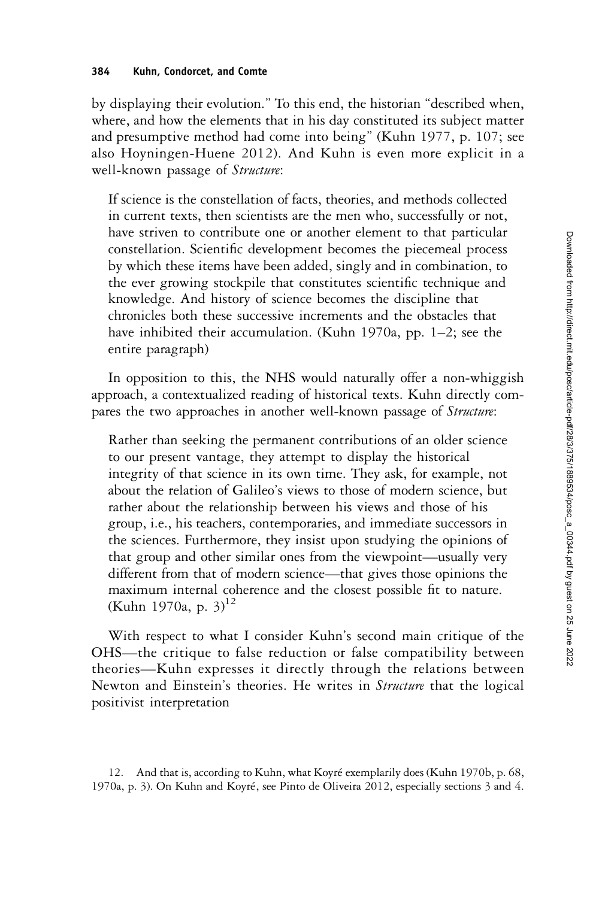by displaying their evolution." To this end, the historian "described when, where, and how the elements that in his day constituted its subject matter and presumptive method had come into being" (Kuhn 1977, p. 107; see also Hoyningen-Huene 2012). And Kuhn is even more explicit in a well-known passage of *Structure*:

> If science is the constellation of facts, theories, and methods collected in current texts, then scientists are the men who, successfully or not, have striven to contribute one or another element to that particular constellation. Scientific development becomes the piecemeal process by which these items have been added, singly and in combination, to the ever growing stockpile that constitutes scientific technique and knowledge. And history of science becomes the discipline that chronicles both these successive increments and the obstacles that have inhibited their accumulation. (Kuhn 1970a, pp. 1–2; see the entire paragraph)

In opposition to this, the NHS would naturally offer a non-whiggish approach, a contextualized reading of historical texts. Kuhn directly compares the two approaches in another well-known passage of *Structure*:

> Rather than seeking the permanent contributions of an older science to our present vantage, they attempt to display the historical integrity of that science in its own time. They ask, for example, not about the relation of Galileo's views to those of modern science, but rather about the relationship between his views and those of his group, i.e., his teachers, contemporaries, and immediate successors in the sciences. Furthermore, they insist upon studying the opinions of that group and other similar ones from the viewpoint—usually very different from that of modern science—that gives those opinions the maximum internal coherence and the closest possible fit to nature. (Kuhn 1970a, p. 3)[12]

With respect to what I consider Kuhn's second main critique of the OHS—the critique to false reduction or false compatibility between theories—Kuhn expresses it directly through the relations between Newton and Einstein's theories. He writes in *Structure* that the logical positivist interpretation

12. And that is, according to Kuhn, what Koyré exemplarily does (Kuhn 1970b, p. 68, 1970a, p. 3). On Kuhn and Koyré, see Pinto de Oliveira 2012, especially sections 3 and 4.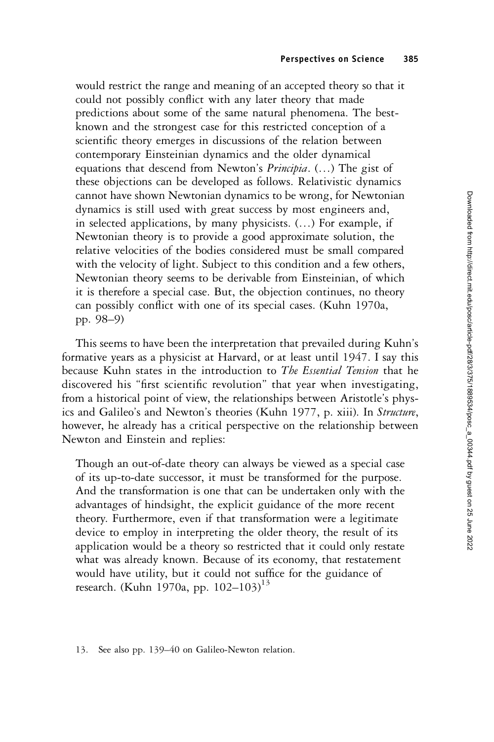> would restrict the range and meaning of an accepted theory so that it could not possibly conflict with any later theory that made predictions about some of the same natural phenomena. The best-known and the strongest case for this restricted conception of a scientific theory emerges in discussions of the relation between contemporary Einsteinian dynamics and the older dynamical equations that descend from Newton's *Principia*. (…) The gist of these objections can be developed as follows. Relativistic dynamics cannot have shown Newtonian dynamics to be wrong, for Newtonian dynamics is still used with great success by most engineers and, in selected applications, by many physicists. (…) For example, if Newtonian theory is to provide a good approximate solution, the relative velocities of the bodies considered must be small compared with the velocity of light. Subject to this condition and a few others, Newtonian theory seems to be derivable from Einsteinian, of which it is therefore a special case. But, the objection continues, no theory can possibly conflict with one of its special cases. (Kuhn 1970a, pp. 98–9)

This seems to have been the interpretation that prevailed during Kuhn's formative years as a physicist at Harvard, or at least until 1947. I say this because Kuhn states in the introduction to *The Essential Tension* that he discovered his "first scientific revolution" that year when investigating, from a historical point of view, the relationships between Aristotle's physics and Galileo's and Newton's theories (Kuhn 1977, p. xiii). In *Structure*, however, he already has a critical perspective on the relationship between Newton and Einstein and replies:

> Though an out-of-date theory can always be viewed as a special case of its up-to-date successor, it must be transformed for the purpose. And the transformation is one that can be undertaken only with the advantages of hindsight, the explicit guidance of the more recent theory. Furthermore, even if that transformation were a legitimate device to employ in interpreting the older theory, the result of its application would be a theory so restricted that it could only restate what was already known. Because of its economy, that restatement would have utility, but it could not suffice for the guidance of research. (Kuhn 1970a, pp. 102–103)[13]

13. See also pp. 139–40 on Galileo-Newton relation.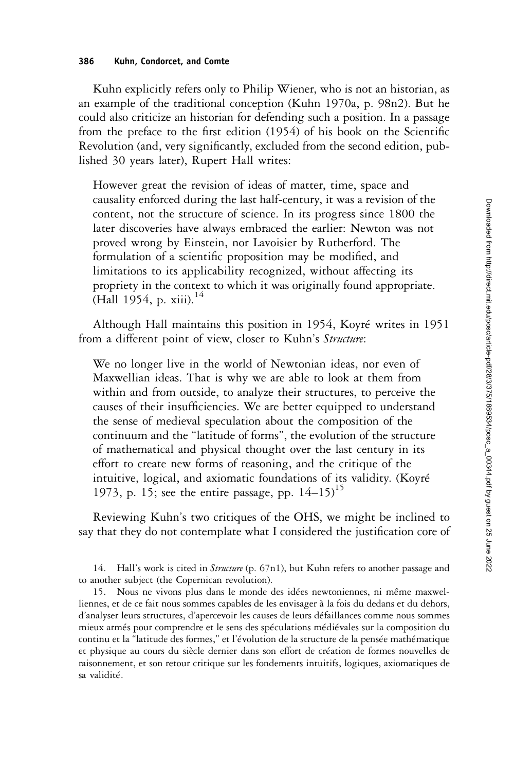Kuhn explicitly refers only to Philip Wiener, who is not an historian, as an example of the traditional conception (Kuhn 1970a, p. 98n2). But he could also criticize an historian for defending such a position. In a passage from the preface to the first edition (1954) of his book on the Scientific Revolution (and, very significantly, excluded from the second edition, published 30 years later), Rupert Hall writes:

> However great the revision of ideas of matter, time, space and causality enforced during the last half-century, it was a revision of the content, not the structure of science. In its progress since 1800 the later discoveries have always embraced the earlier: Newton was not proved wrong by Einstein, nor Lavoisier by Rutherford. The formulation of a scientific proposition may be modified, and limitations to its applicability recognized, without affecting its propriety in the context to which it was originally found appropriate. (Hall 1954, p. xiii).[14]

Although Hall maintains this position in 1954, Koyré writes in 1951 from a different point of view, closer to Kuhn's *Structure*:

> We no longer live in the world of Newtonian ideas, nor even of Maxwellian ideas. That is why we are able to look at them from within and from outside, to analyze their structures, to perceive the causes of their insufficiencies. We are better equipped to understand the sense of medieval speculation about the composition of the continuum and the "latitude of forms", the evolution of the structure of mathematical and physical thought over the last century in its effort to create new forms of reasoning, and the critique of the intuitive, logical, and axiomatic foundations of its validity. (Koyré 1973, p. 15; see the entire passage, pp. 14–15)[15]

Reviewing Kuhn's two critiques of the OHS, we might be inclined to say that they do not contemplate what I considered the justification core of

14. Hall's work is cited in *Structure* (p. 67n1), but Kuhn refers to another passage and to another subject (the Copernican revolution).

15. Nous ne vivons plus dans le monde des idées newtoniennes, ni même maxwelliennes, et de ce fait nous sommes capables de les envisager à la fois du dedans et du dehors, d'analyser leurs structures, d'apercevoir les causes de leurs défaillances comme nous sommes mieux armés pour comprendre et le sens des spéculations médiévales sur la composition du continu et la "latitude des formes," et l'évolution de la structure de la pensée mathématique et physique au cours du siècle dernier dans son effort de création de formes nouvelles de raisonnement, et son retour critique sur les fondements intuitifs, logiques, axiomatiques de sa validité.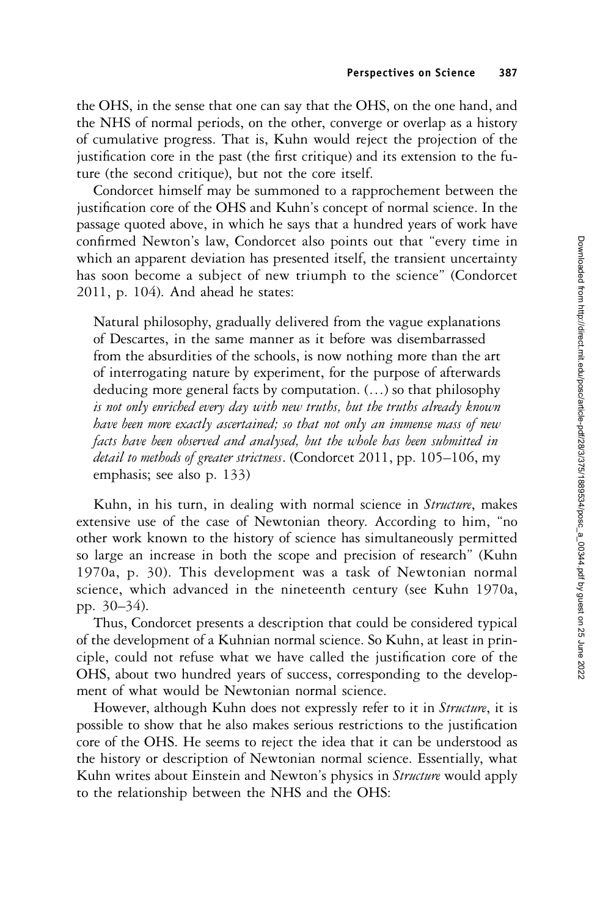the OHS, in the sense that one can say that the OHS, on the one hand, and the NHS of normal periods, on the other, converge or overlap as a history of cumulative progress. That is, Kuhn would reject the projection of the justification core in the past (the first critique) and its extension to the future (the second critique), but not the core itself.

Condorcet himself may be summoned to a rapprochement between the justification core of the OHS and Kuhn's concept of normal science. In the passage quoted above, in which he says that a hundred years of work have confirmed Newton's law, Condorcet also points out that "every time in which an apparent deviation has presented itself, the transient uncertainty has soon become a subject of new triumph to the science" (Condorcet 2011, p. 104). And ahead he states:

> Natural philosophy, gradually delivered from the vague explanations of Descartes, in the same manner as it before was disembarrassed from the absurdities of the schools, is now nothing more than the art of interrogating nature by experiment, for the purpose of afterwards deducing more general facts by computation. (…) so that philosophy *is not only enriched every day with new truths, but the truths already known have been more exactly ascertained; so that not only an immense mass of new facts have been observed and analysed, but the whole has been submitted in detail to methods of greater strictness*. (Condorcet 2011, pp. 105–106, my emphasis; see also p. 133)

Kuhn, in his turn, in dealing with normal science in *Structure*, makes extensive use of the case of Newtonian theory. According to him, "no other work known to the history of science has simultaneously permitted so large an increase in both the scope and precision of research" (Kuhn 1970a, p. 30). This development was a task of Newtonian normal science, which advanced in the nineteenth century (see Kuhn 1970a, pp. 30–34).

Thus, Condorcet presents a description that could be considered typical of the development of a Kuhnian normal science. So Kuhn, at least in principle, could not refuse what we have called the justification core of the OHS, about two hundred years of success, corresponding to the development of what would be Newtonian normal science.

However, although Kuhn does not expressly refer to it in *Structure*, it is possible to show that he also makes serious restrictions to the justification core of the OHS. He seems to reject the idea that it can be understood as the history or description of Newtonian normal science. Essentially, what Kuhn writes about Einstein and Newton's physics in *Structure* would apply to the relationship between the NHS and the OHS: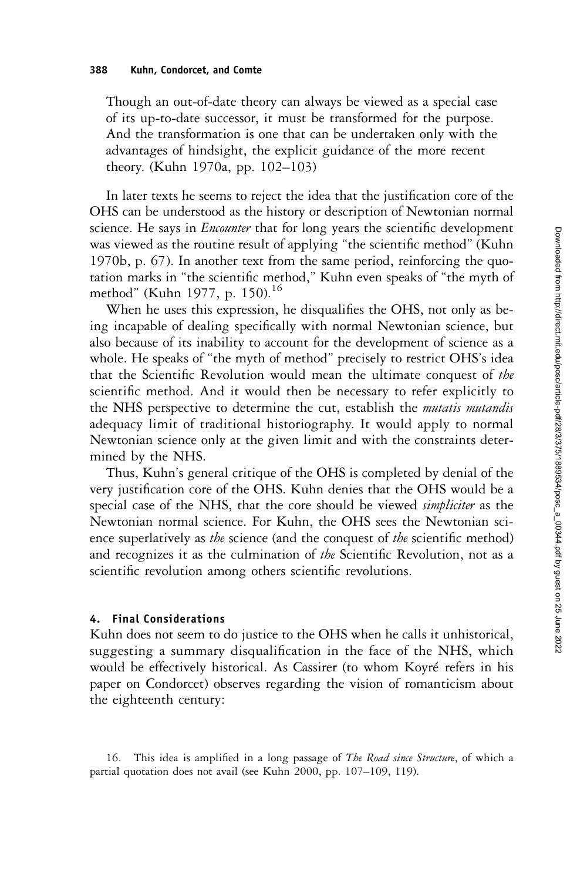Though an out-of-date theory can always be viewed as a special case of its up-to-date successor, it must be transformed for the purpose. And the transformation is one that can be undertaken only with the advantages of hindsight, the explicit guidance of the more recent theory. (Kuhn 1970a, pp. 102–103)

In later texts he seems to reject the idea that the justification core of the OHS can be understood as the history or description of Newtonian normal science. He says in *Encounter* that for long years the scientific development was viewed as the routine result of applying "the scientific method" (Kuhn 1970b, p. 67). In another text from the same period, reinforcing the quotation marks in "the scientific method," Kuhn even speaks of "the myth of method" (Kuhn 1977, p. 150).[16]

When he uses this expression, he disqualifies the OHS, not only as being incapable of dealing specifically with normal Newtonian science, but also because of its inability to account for the development of science as a whole. He speaks of "the myth of method" precisely to restrict OHS's idea that the Scientific Revolution would mean the ultimate conquest of *the* scientific method. And it would then be necessary to refer explicitly to the NHS perspective to determine the cut, establish the *mutatis mutandis* adequacy limit of traditional historiography. It would apply to normal Newtonian science only at the given limit and with the constraints determined by the NHS.

Thus, Kuhn's general critique of the OHS is completed by denial of the very justification core of the OHS. Kuhn denies that the OHS would be a special case of the NHS, that the core should be viewed *simpliciter* as the Newtonian normal science. For Kuhn, the OHS sees the Newtonian science superlatively as *the* science (and the conquest of *the* scientific method) and recognizes it as the culmination of *the* Scientific Revolution, not as a scientific revolution among others scientific revolutions.

## 4. Final Considerations

Kuhn does not seem to do justice to the OHS when he calls it unhistorical, suggesting a summary disqualification in the face of the NHS, which would be effectively historical. As Cassirer (to whom Koyré refers in his paper on Condorcet) observes regarding the vision of romanticism about the eighteenth century:

16. This idea is amplified in a long passage of *The Road since Structure*, of which a partial quotation does not avail (see Kuhn 2000, pp. 107–109, 119).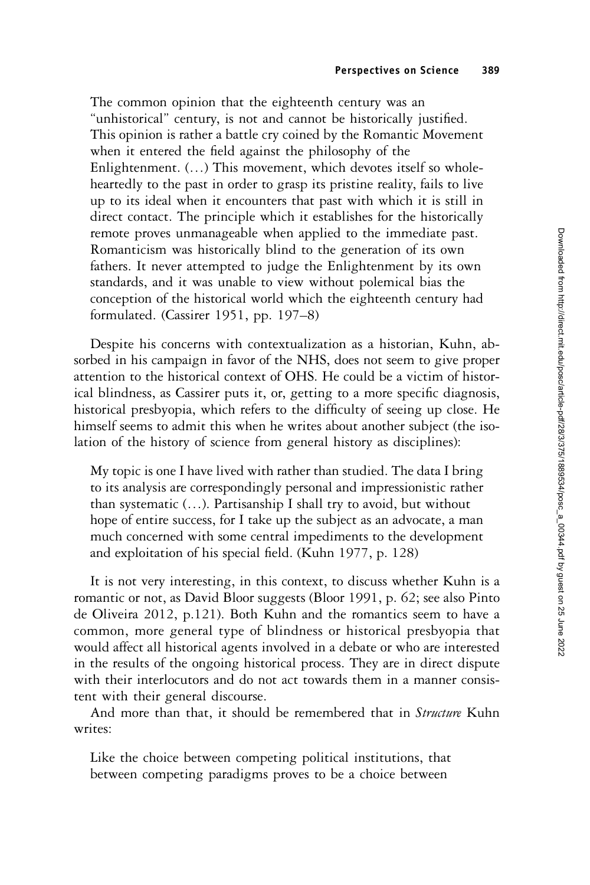> The common opinion that the eighteenth century was an "unhistorical" century, is not and cannot be historically justified. This opinion is rather a battle cry coined by the Romantic Movement when it entered the field against the philosophy of the Enlightenment. (…) This movement, which devotes itself so wholeheartedly to the past in order to grasp its pristine reality, fails to live up to its ideal when it encounters that past with which it is still in direct contact. The principle which it establishes for the historically remote proves unmanageable when applied to the immediate past. Romanticism was historically blind to the generation of its own fathers. It never attempted to judge the Enlightenment by its own standards, and it was unable to view without polemical bias the conception of the historical world which the eighteenth century had formulated. (Cassirer 1951, pp. 197–8)

Despite his concerns with contextualization as a historian, Kuhn, absorbed in his campaign in favor of the NHS, does not seem to give proper attention to the historical context of OHS. He could be a victim of historical blindness, as Cassirer puts it, or, getting to a more specific diagnosis, historical presbyopia, which refers to the difficulty of seeing up close. He himself seems to admit this when he writes about another subject (the isolation of the history of science from general history as disciplines):

> My topic is one I have lived with rather than studied. The data I bring to its analysis are correspondingly personal and impressionistic rather than systematic (…). Partisanship I shall try to avoid, but without hope of entire success, for I take up the subject as an advocate, a man much concerned with some central impediments to the development and exploitation of his special field. (Kuhn 1977, p. 128)

It is not very interesting, in this context, to discuss whether Kuhn is a romantic or not, as David Bloor suggests (Bloor 1991, p. 62; see also Pinto de Oliveira 2012, p.121). Both Kuhn and the romantics seem to have a common, more general type of blindness or historical presbyopia that would affect all historical agents involved in a debate or who are interested in the results of the ongoing historical process. They are in direct dispute with their interlocutors and do not act towards them in a manner consistent with their general discourse.

And more than that, it should be remembered that in *Structure* Kuhn writes:

> Like the choice between competing political institutions, that between competing paradigms proves to be a choice between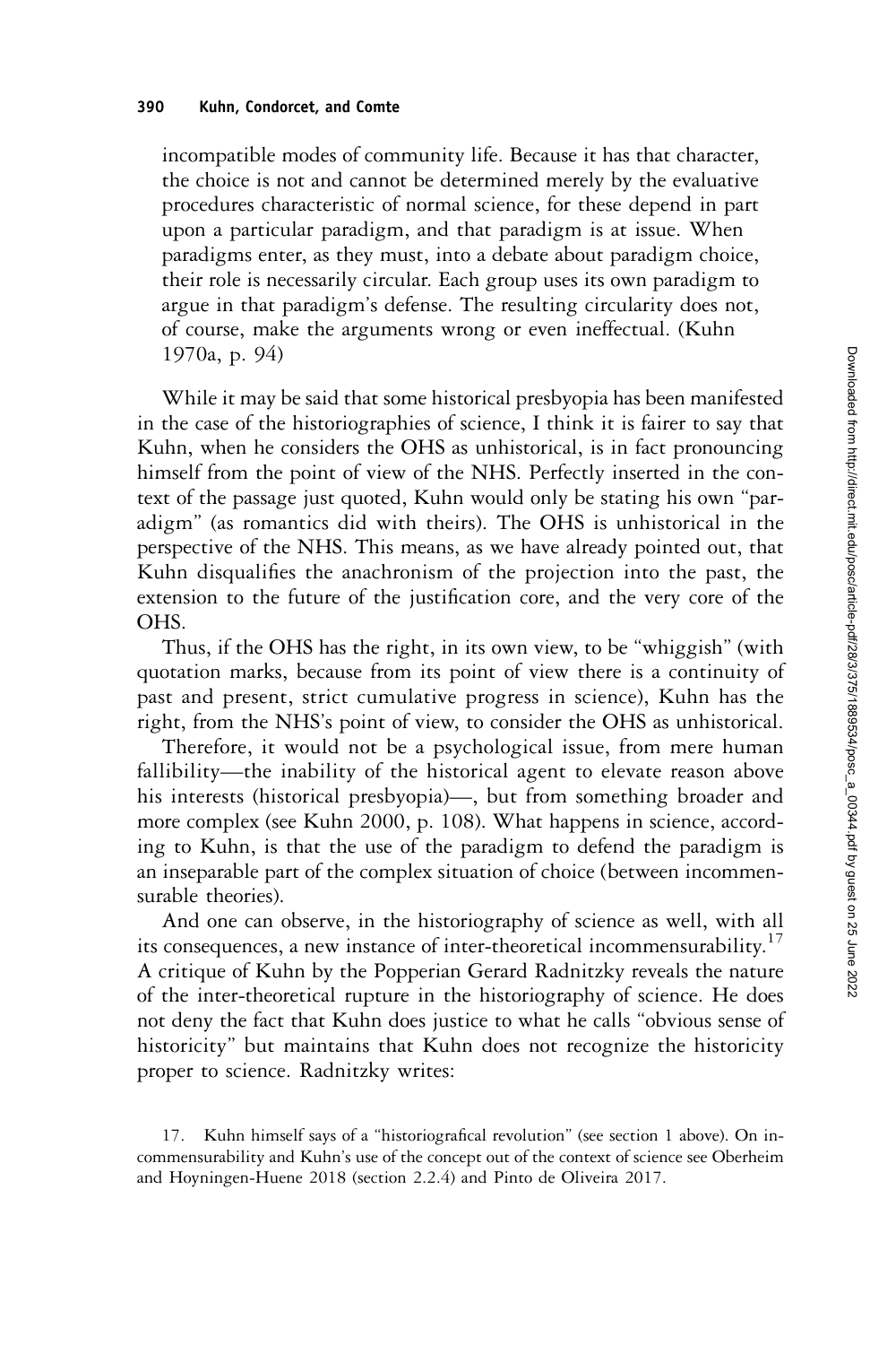incompatible modes of community life. Because it has that character, the choice is not and cannot be determined merely by the evaluative procedures characteristic of normal science, for these depend in part upon a particular paradigm, and that paradigm is at issue. When paradigms enter, as they must, into a debate about paradigm choice, their role is necessarily circular. Each group uses its own paradigm to argue in that paradigm's defense. The resulting circularity does not, of course, make the arguments wrong or even ineffectual. (Kuhn 1970a, p. 94)

While it may be said that some historical presbyopia has been manifested in the case of the historiographies of science, I think it is fairer to say that Kuhn, when he considers the OHS as unhistorical, is in fact pronouncing himself from the point of view of the NHS. Perfectly inserted in the context of the passage just quoted, Kuhn would only be stating his own "paradigm" (as romantics did with theirs). The OHS is unhistorical in the perspective of the NHS. This means, as we have already pointed out, that Kuhn disqualifies the anachronism of the projection into the past, the extension to the future of the justification core, and the very core of the OHS.

Thus, if the OHS has the right, in its own view, to be "whiggish" (with quotation marks, because from its point of view there is a continuity of past and present, strict cumulative progress in science), Kuhn has the right, from the NHS's point of view, to consider the OHS as unhistorical.

Therefore, it would not be a psychological issue, from mere human fallibility—the inability of the historical agent to elevate reason above his interests (historical presbyopia)—, but from something broader and more complex (see Kuhn 2000, p. 108). What happens in science, according to Kuhn, is that the use of the paradigm to defend the paradigm is an inseparable part of the complex situation of choice (between incommensurable theories).

And one can observe, in the historiography of science as well, with all its consequences, a new instance of inter-theoretical incommensurability.[17] A critique of Kuhn by the Popperian Gerard Radnitzky reveals the nature of the inter-theoretical rupture in the historiography of science. He does not deny the fact that Kuhn does justice to what he calls "obvious sense of historicity" but maintains that Kuhn does not recognize the historicity proper to science. Radnitzky writes:

17. Kuhn himself says of a "historiografical revolution" (see section 1 above). On incommensurability and Kuhn's use of the concept out of the context of science see Oberheim and Hoyningen-Huene 2018 (section 2.2.4) and Pinto de Oliveira 2017.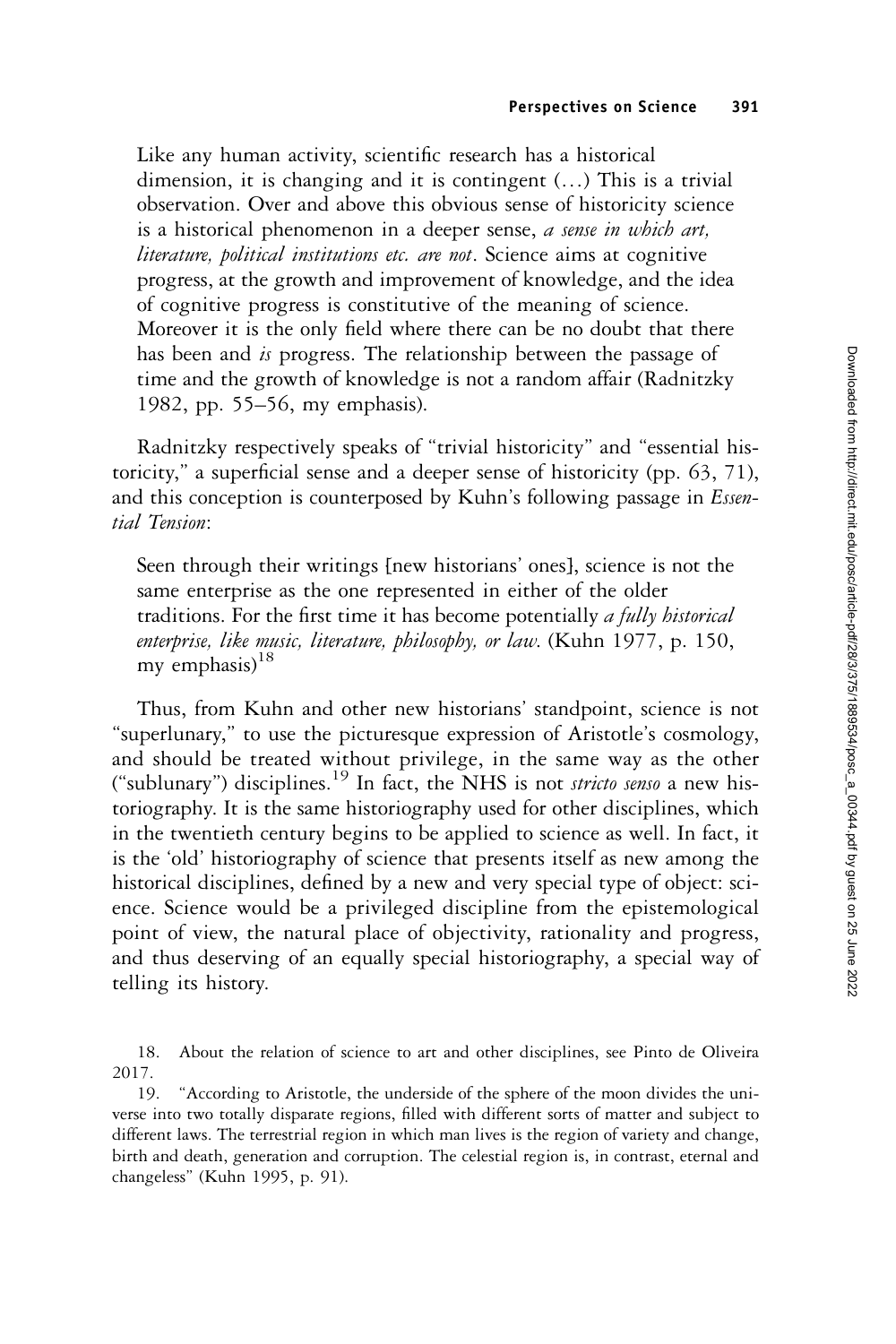> Like any human activity, scientific research has a historical dimension, it is changing and it is contingent (…) This is a trivial observation. Over and above this obvious sense of historicity science is a historical phenomenon in a deeper sense, *a sense in which art, literature, political institutions etc. are not*. Science aims at cognitive progress, at the growth and improvement of knowledge, and the idea of cognitive progress is constitutive of the meaning of science. Moreover it is the only field where there can be no doubt that there has been and *is* progress. The relationship between the passage of time and the growth of knowledge is not a random affair (Radnitzky 1982, pp. 55–56, my emphasis).

Radnitzky respectively speaks of "trivial historicity" and "essential historicity," a superficial sense and a deeper sense of historicity (pp. 63, 71), and this conception is counterposed by Kuhn's following passage in *Essential Tension*:

> Seen through their writings [new historians' ones], science is not the same enterprise as the one represented in either of the older traditions. For the first time it has become potentially *a fully historical enterprise, like music, literature, philosophy, or law*. (Kuhn 1977, p. 150, my emphasis)[18]

Thus, from Kuhn and other new historians' standpoint, science is not "superlunary," to use the picturesque expression of Aristotle's cosmology, and should be treated without privilege, in the same way as the other ("sublunary") disciplines.[19] In fact, the NHS is not *stricto senso* a new historiography. It is the same historiography used for other disciplines, which in the twentieth century begins to be applied to science as well. In fact, it is the 'old' historiography of science that presents itself as new among the historical disciplines, defined by a new and very special type of object: science. Science would be a privileged discipline from the epistemological point of view, the natural place of objectivity, rationality and progress, and thus deserving of an equally special historiography, a special way of telling its history.

18. About the relation of science to art and other disciplines, see Pinto de Oliveira 2017.

19. "According to Aristotle, the underside of the sphere of the moon divides the universe into two totally disparate regions, filled with different sorts of matter and subject to different laws. The terrestrial region in which man lives is the region of variety and change, birth and death, generation and corruption. The celestial region is, in contrast, eternal and changeless" (Kuhn 1995, p. 91).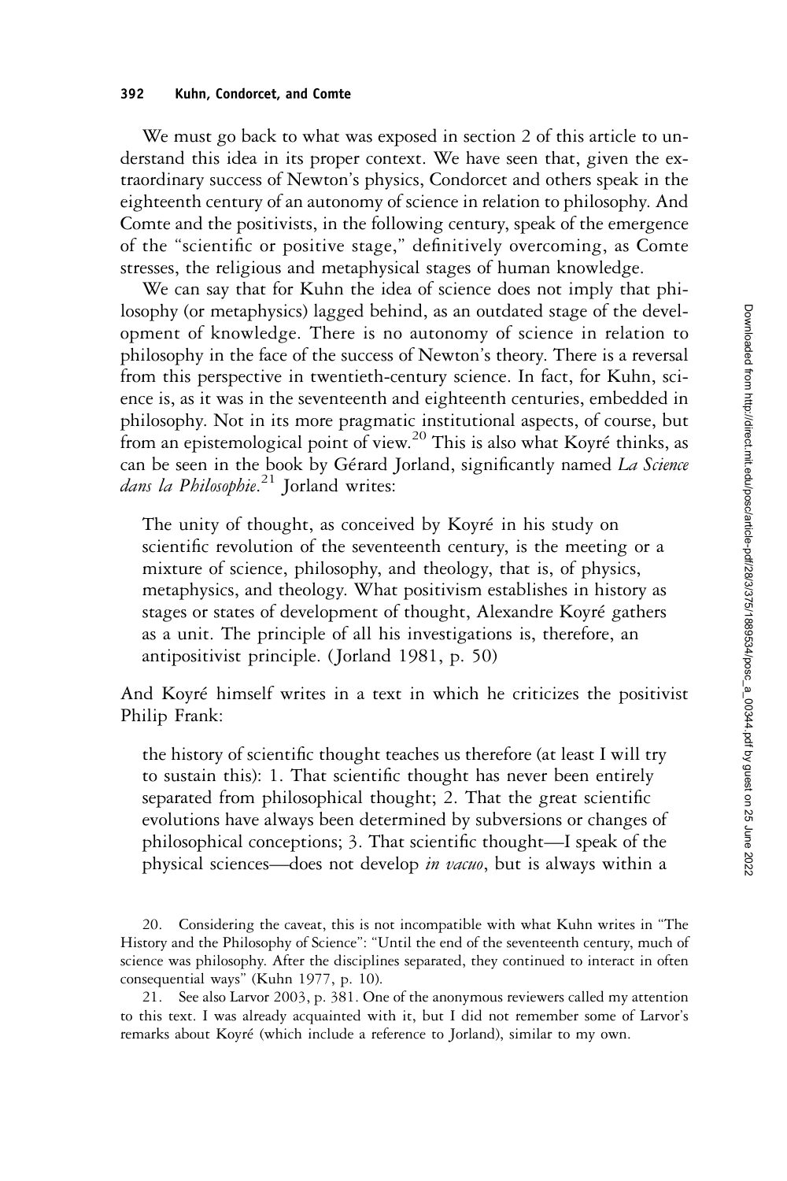We must go back to what was exposed in section 2 of this article to understand this idea in its proper context. We have seen that, given the extraordinary success of Newton's physics, Condorcet and others speak in the eighteenth century of an autonomy of science in relation to philosophy. And Comte and the positivists, in the following century, speak of the emergence of the "scientific or positive stage," definitively overcoming, as Comte stresses, the religious and metaphysical stages of human knowledge.

We can say that for Kuhn the idea of science does not imply that philosophy (or metaphysics) lagged behind, as an outdated stage of the development of knowledge. There is no autonomy of science in relation to philosophy in the face of the success of Newton's theory. There is a reversal from this perspective in twentieth-century science. In fact, for Kuhn, science is, as it was in the seventeenth and eighteenth centuries, embedded in philosophy. Not in its more pragmatic institutional aspects, of course, but from an epistemological point of view.[20] This is also what Koyré thinks, as can be seen in the book by Gérard Jorland, significantly named *La Science dans la Philosophie*.[21] Jorland writes:

> The unity of thought, as conceived by Koyré in his study on scientific revolution of the seventeenth century, is the meeting or a mixture of science, philosophy, and theology, that is, of physics, metaphysics, and theology. What positivism establishes in history as stages or states of development of thought, Alexandre Koyré gathers as a unit. The principle of all his investigations is, therefore, an antipositivist principle. (Jorland 1981, p. 50)

And Koyré himself writes in a text in which he criticizes the positivist Philip Frank:

> the history of scientific thought teaches us therefore (at least I will try to sustain this): 1. That scientific thought has never been entirely separated from philosophical thought; 2. That the great scientific evolutions have always been determined by subversions or changes of philosophical conceptions; 3. That scientific thought—I speak of the physical sciences—does not develop *in vacuo*, but is always within a

20. Considering the caveat, this is not incompatible with what Kuhn writes in "The History and the Philosophy of Science": "Until the end of the seventeenth century, much of science was philosophy. After the disciplines separated, they continued to interact in often consequential ways" (Kuhn 1977, p. 10).

21. See also Larvor 2003, p. 381. One of the anonymous reviewers called my attention to this text. I was already acquainted with it, but I did not remember some of Larvor's remarks about Koyré (which include a reference to Jorland), similar to my own.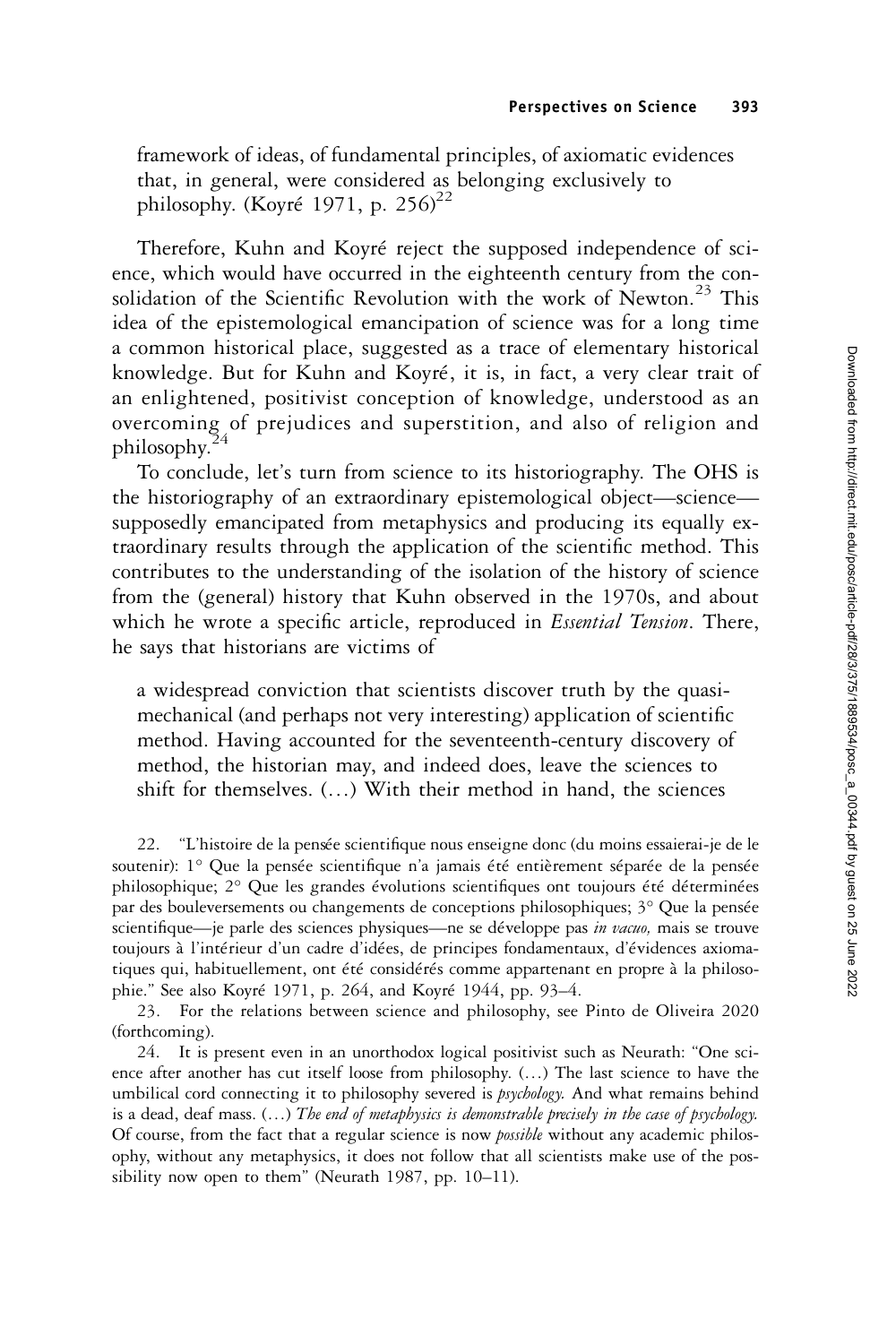> framework of ideas, of fundamental principles, of axiomatic evidences that, in general, were considered as belonging exclusively to philosophy. (Koyré 1971, p. 256)[22]

Therefore, Kuhn and Koyré reject the supposed independence of science, which would have occurred in the eighteenth century from the consolidation of the Scientific Revolution with the work of Newton.[23] This idea of the epistemological emancipation of science was for a long time a common historical place, suggested as a trace of elementary historical knowledge. But for Kuhn and Koyré, it is, in fact, a very clear trait of an enlightened, positivist conception of knowledge, understood as an overcoming of prejudices and superstition, and also of religion and philosophy.[24]

To conclude, let's turn from science to its historiography. The OHS is the historiography of an extraordinary epistemological object—science—supposedly emancipated from metaphysics and producing its equally extraordinary results through the application of the scientific method. This contributes to the understanding of the isolation of the history of science from the (general) history that Kuhn observed in the 1970s, and about which he wrote a specific article, reproduced in *Essential Tension*. There, he says that historians are victims of

> a widespread conviction that scientists discover truth by the quasi-mechanical (and perhaps not very interesting) application of scientific method. Having accounted for the seventeenth-century discovery of method, the historian may, and indeed does, leave the sciences to shift for themselves. (…) With their method in hand, the sciences

22. "L'histoire de la pensée scientifique nous enseigne donc (du moins essaierai-je de le soutenir): 1° Que la pensée scientifique n'a jamais été entièrement séparée de la pensée philosophique; 2° Que les grandes évolutions scientifiques ont toujours été déterminées par des bouleversements ou changements de conceptions philosophiques; 3° Que la pensée scientifique—je parle des sciences physiques—ne se développe pas *in vacuo,* mais se trouve toujours à l'intérieur d'un cadre d'idées, de principes fondamentaux, d'évidences axiomatiques qui, habituellement, ont été considérés comme appartenant en propre à la philosophie." See also Koyré 1971, p. 264, and Koyré 1944, pp. 93–4.

23. For the relations between science and philosophy, see Pinto de Oliveira 2020 (forthcoming).

24. It is present even in an unorthodox logical positivist such as Neurath: "One science after another has cut itself loose from philosophy. (…) The last science to have the umbilical cord connecting it to philosophy severed is *psychology.* And what remains behind is a dead, deaf mass. (…) *The end of metaphysics is demonstrable precisely in the case of psychology.* Of course, from the fact that a regular science is now *possible* without any academic philosophy, without any metaphysics, it does not follow that all scientists make use of the possibility now open to them" (Neurath 1987, pp. 10–11).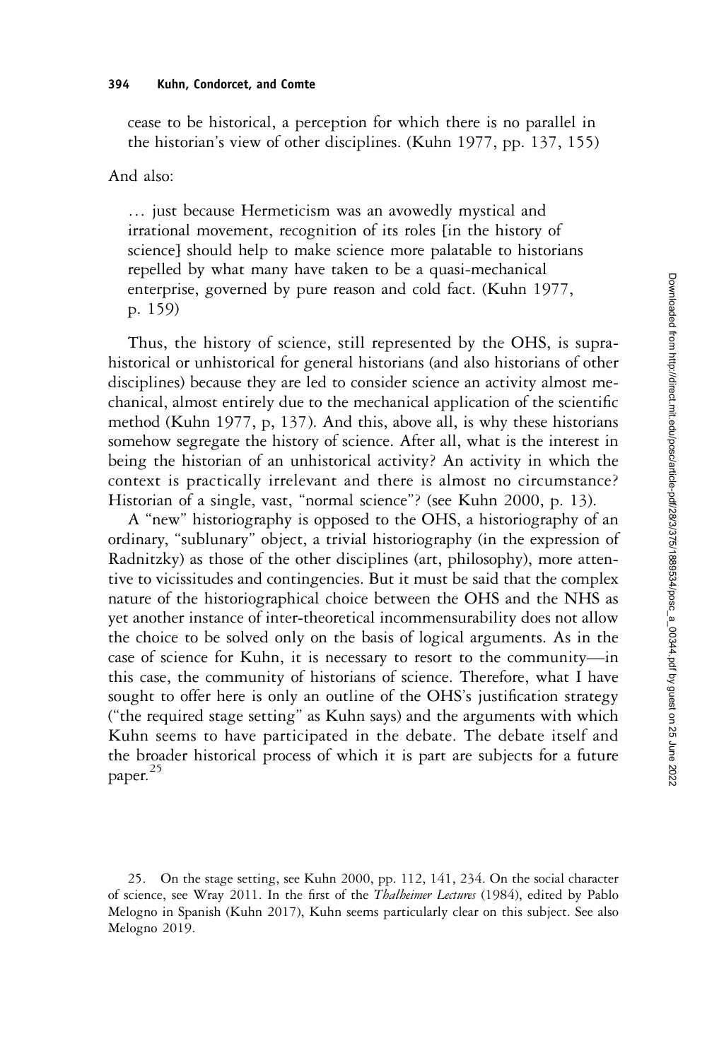> cease to be historical, a perception for which there is no parallel in the historian's view of other disciplines. (Kuhn 1977, pp. 137, 155)

And also:

> … just because Hermeticism was an avowedly mystical and irrational movement, recognition of its roles {in the history of science} should help to make science more palatable to historians repelled by what many have taken to be a quasi-mechanical enterprise, governed by pure reason and cold fact. (Kuhn 1977, p. 159)

Thus, the history of science, still represented by the OHS, is supra-historical or unhistorical for general historians (and also historians of other disciplines) because they are led to consider science an activity almost mechanical, almost entirely due to the mechanical application of the scientific method (Kuhn 1977, p, 137). And this, above all, is why these historians somehow segregate the history of science. After all, what is the interest in being the historian of an unhistorical activity? An activity in which the context is practically irrelevant and there is almost no circumstance? Historian of a single, vast, "normal science"? (see Kuhn 2000, p. 13).

A "new" historiography is opposed to the OHS, a historiography of an ordinary, "sublunary" object, a trivial historiography (in the expression of Radnitzky) as those of the other disciplines (art, philosophy), more attentive to vicissitudes and contingencies. But it must be said that the complex nature of the historiographical choice between the OHS and the NHS as yet another instance of inter-theoretical incommensurability does not allow the choice to be solved only on the basis of logical arguments. As in the case of science for Kuhn, it is necessary to resort to the community—in this case, the community of historians of science. Therefore, what I have sought to offer here is only an outline of the OHS's justification strategy ("the required stage setting" as Kuhn says) and the arguments with which Kuhn seems to have participated in the debate. The debate itself and the broader historical process of which it is part are subjects for a future paper.[25]

25. On the stage setting, see Kuhn 2000, pp. 112, 141, 234. On the social character of science, see Wray 2011. In the first of the *Thalheimer Lectures* (1984), edited by Pablo Melogno in Spanish (Kuhn 2017), Kuhn seems particularly clear on this subject. See also Melogno 2019.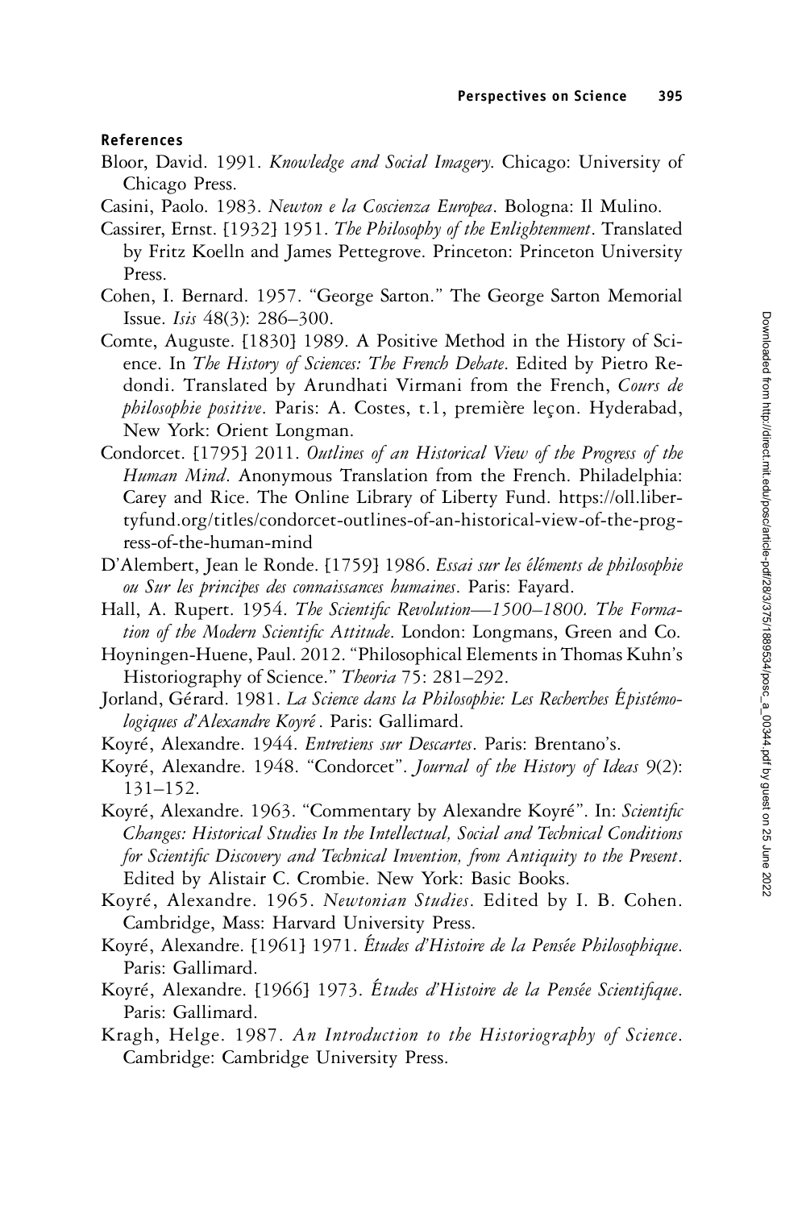### References

Bloor, David. 1991. *Knowledge and Social Imagery*. Chicago: University of Chicago Press.

Casini, Paolo. 1983. *Newton e la Coscienza Europea*. Bologna: Il Mulino.

Cassirer, Ernst. [1932] 1951. *The Philosophy of the Enlightenment*. Translated by Fritz Koelln and James Pettegrove. Princeton: Princeton University Press.

Cohen, I. Bernard. 1957. "George Sarton." The George Sarton Memorial Issue. *Isis* 48(3): 286–300.

Comte, Auguste. [1830] 1989. A Positive Method in the History of Science. In *The History of Sciences: The French Debate*. Edited by Pietro Redondi. Translated by Arundhati Virmani from the French, *Cours de philosophie positive*. Paris: A. Costes, t.1, première leçon. Hyderabad, New York: Orient Longman.

Condorcet. [1795] 2011. *Outlines of an Historical View of the Progress of the Human Mind*. Anonymous Translation from the French. Philadelphia: Carey and Rice. The Online Library of Liberty Fund. https://oll.libertyfund.org/titles/condorcet-outlines-of-an-historical-view-of-the-progress-of-the-human-mind

D'Alembert, Jean le Ronde. [1759] 1986. *Essai sur les éléments de philosophie ou Sur les principes des connaissances humaines*. Paris: Fayard.

Hall, A. Rupert. 1954. *The Scientific Revolution—1500–1800. The Formation of the Modern Scientific Attitude*. London: Longmans, Green and Co.

Hoyningen-Huene, Paul. 2012. "Philosophical Elements in Thomas Kuhn's Historiography of Science." *Theoria* 75: 281–292.

Jorland, Gérard. 1981. *La Science dans la Philosophie: Les Recherches Épistémologiques d'Alexandre Koyré*. Paris: Gallimard.

Koyré, Alexandre. 1944. *Entretiens sur Descartes*. Paris: Brentano's.

Koyré, Alexandre. 1948. "Condorcet". *Journal of the History of Ideas* 9(2): 131–152.

Koyré, Alexandre. 1963. "Commentary by Alexandre Koyré". In: *Scientific Changes: Historical Studies In the Intellectual, Social and Technical Conditions for Scientific Discovery and Technical Invention, from Antiquity to the Present*. Edited by Alistair C. Crombie. New York: Basic Books.

Koyré, Alexandre. 1965. *Newtonian Studies*. Edited by I. B. Cohen. Cambridge, Mass: Harvard University Press.

Koyré, Alexandre. [1961] 1971. *Études d'Histoire de la Pensée Philosophique*. Paris: Gallimard.

Koyré, Alexandre. [1966] 1973. *Études d'Histoire de la Pensée Scientifique*. Paris: Gallimard.

Kragh, Helge. 1987. *An Introduction to the Historiography of Science*. Cambridge: Cambridge University Press.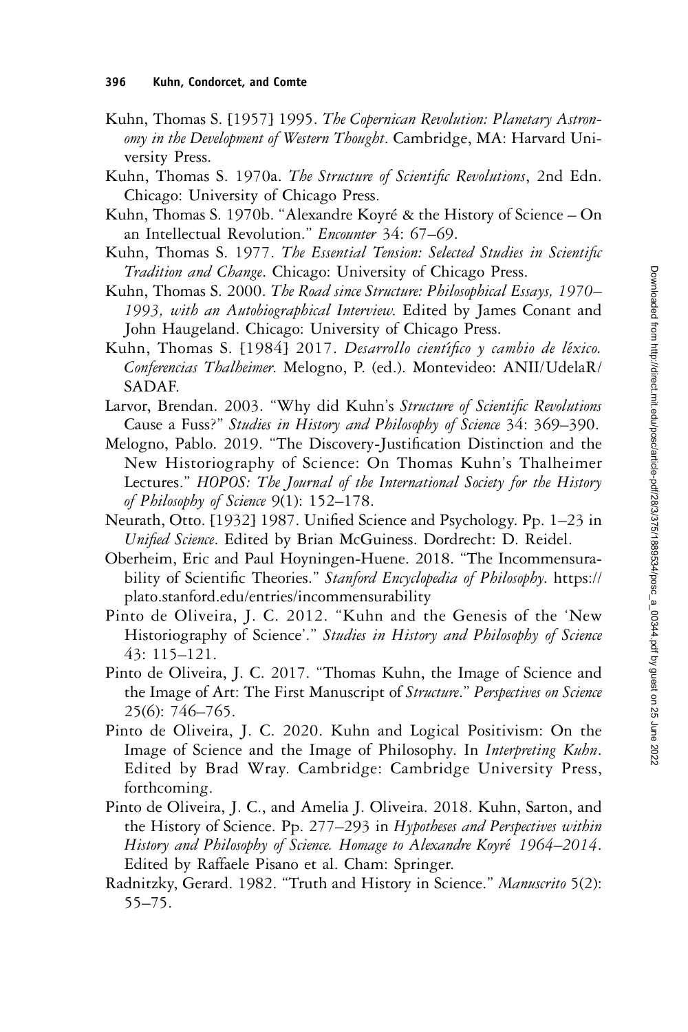Kuhn, Thomas S. [1957] 1995. *The Copernican Revolution: Planetary Astronomy in the Development of Western Thought*. Cambridge, MA: Harvard University Press.

Kuhn, Thomas S. 1970a. *The Structure of Scientific Revolutions*, 2nd Edn. Chicago: University of Chicago Press.

Kuhn, Thomas S. 1970b. "Alexandre Koyré & the History of Science – On an Intellectual Revolution." *Encounter* 34: 67–69.

Kuhn, Thomas S. 1977. *The Essential Tension: Selected Studies in Scientific Tradition and Change*. Chicago: University of Chicago Press.

Kuhn, Thomas S. 2000. *The Road since Structure: Philosophical Essays, 1970–1993, with an Autobiographical Interview*. Edited by James Conant and John Haugeland. Chicago: University of Chicago Press.

Kuhn, Thomas S. [1984] 2017. *Desarrollo científico y cambio de léxico. Conferencias Thalheimer*. Melogno, P. (ed.). Montevideo: ANII/UdelaR/SADAF.

Larvor, Brendan. 2003. "Why did Kuhn's *Structure of Scientific Revolutions* Cause a Fuss?" *Studies in History and Philosophy of Science* 34: 369–390.

Melogno, Pablo. 2019. "The Discovery-Justification Distinction and the New Historiography of Science: On Thomas Kuhn's Thalheimer Lectures." *HOPOS: The Journal of the International Society for the History of Philosophy of Science* 9(1): 152–178.

Neurath, Otto. [1932] 1987. Unified Science and Psychology. Pp. 1–23 in *Unified Science*. Edited by Brian McGuiness. Dordrecht: D. Reidel.

Oberheim, Eric and Paul Hoyningen-Huene. 2018. "The Incommensurability of Scientific Theories." *Stanford Encyclopedia of Philosophy*. https://plato.stanford.edu/entries/incommensurability

Pinto de Oliveira, J. C. 2012. "Kuhn and the Genesis of the 'New Historiography of Science'." *Studies in History and Philosophy of Science* 43: 115–121.

Pinto de Oliveira, J. C. 2017. "Thomas Kuhn, the Image of Science and the Image of Art: The First Manuscript of *Structure*." *Perspectives on Science* 25(6): 746–765.

Pinto de Oliveira, J. C. 2020. Kuhn and Logical Positivism: On the Image of Science and the Image of Philosophy. In *Interpreting Kuhn*. Edited by Brad Wray. Cambridge: Cambridge University Press, forthcoming.

Pinto de Oliveira, J. C., and Amelia J. Oliveira. 2018. Kuhn, Sarton, and the History of Science. Pp. 277–293 in *Hypotheses and Perspectives within History and Philosophy of Science. Homage to Alexandre Koyré 1964–2014*. Edited by Raffaele Pisano et al. Cham: Springer.

Radnitzky, Gerard. 1982. "Truth and History in Science." *Manuscrito* 5(2): 55–75.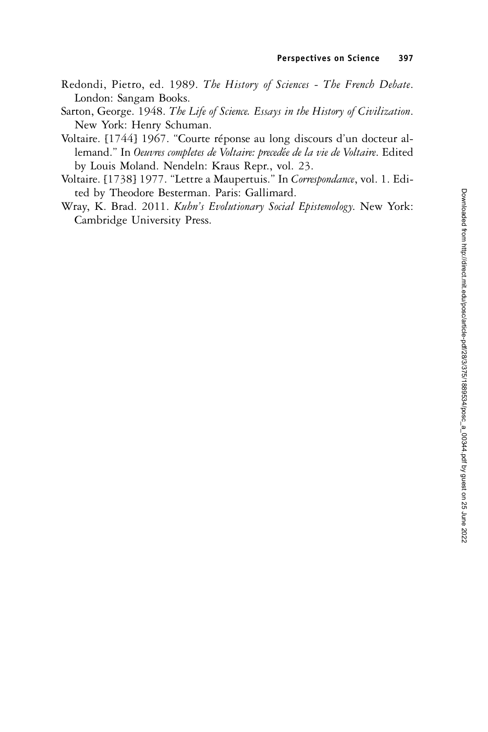Redondi, Pietro, ed. 1989. *The History of Sciences - The French Debate*. London: Sangam Books.

Sarton, George. 1948. *The Life of Science. Essays in the History of Civilization*. New York: Henry Schuman.

Voltaire. [1744] 1967. "Courte réponse au long discours d'un docteur allemand." In *Oeuvres completes de Voltaire: precedée de la vie de Voltaire*. Edited by Louis Moland. Nendeln: Kraus Repr., vol. 23.

Voltaire. [1738] 1977. "Lettre a Maupertuis." In *Correspondance*, vol. 1. Edited by Theodore Besterman. Paris: Gallimard.

Wray, K. Brad. 2011. *Kuhn's Evolutionary Social Epistemology*. New York: Cambridge University Press.